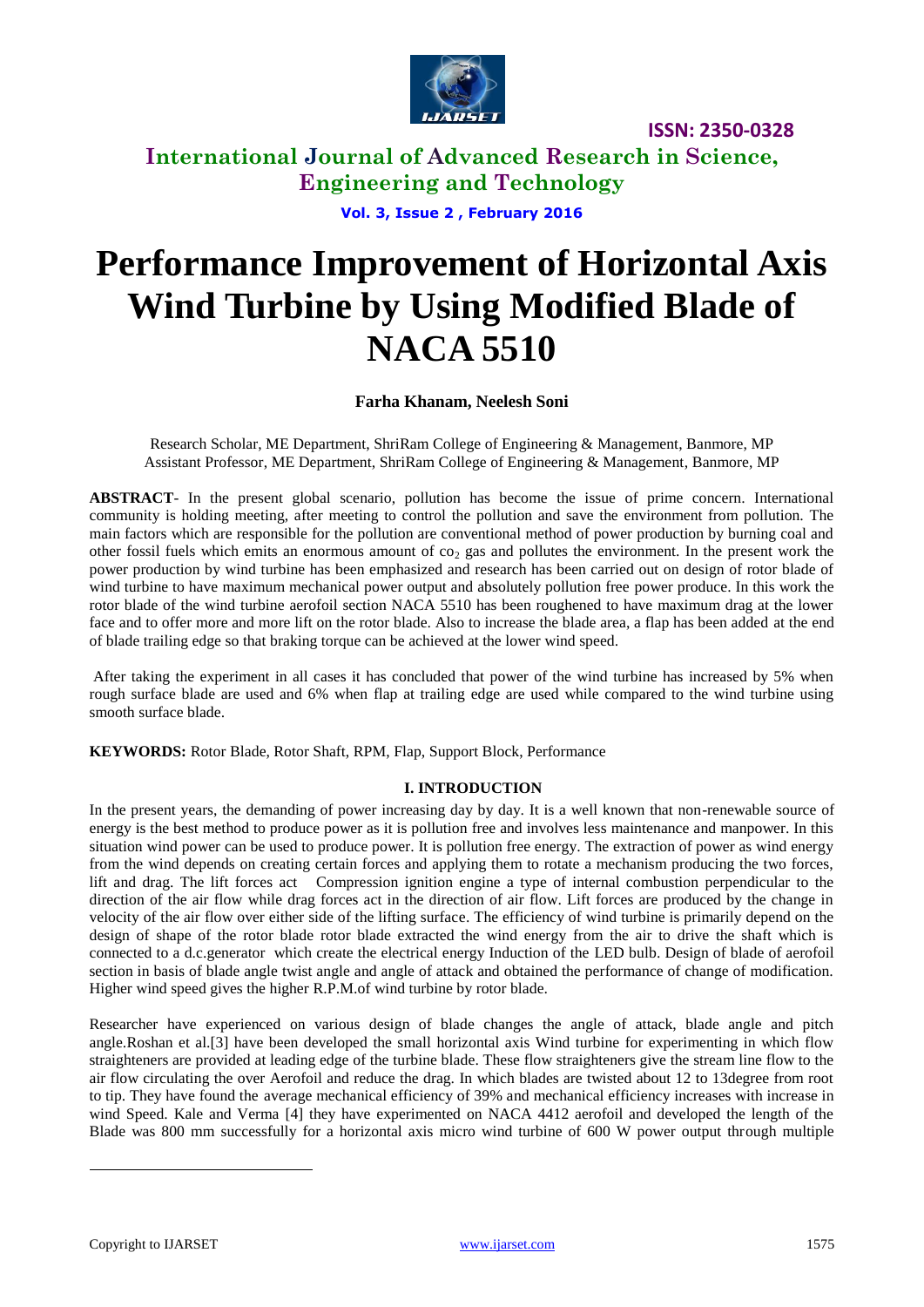# Performance Improvement of Horizontal Axis Wind Turbine by Using Modified Blade of NACA 5510

**Farha Khanam, Neelesh Soni**

Research Scholar, ME Department, ShriRam College of Engineering & Management, Banmore, MP
Assistant Professor, ME Department, ShriRam College of Engineering & Management, Banmore, MP

**ABSTRACT**- In the present global scenario, pollution has become the issue of prime concern. International community is holding meeting, after meeting to control the pollution and save the environment from pollution. The main factors which are responsible for the pollution are conventional method of power production by burning coal and other fossil fuels which emits an enormous amount of $co_2$ gas and pollutes the environment. In the present work the power production by wind turbine has been emphasized and research has been carried out on design of rotor blade of wind turbine to have maximum mechanical power output and absolutely pollution free power produce. In this work the rotor blade of the wind turbine aerofoil section NACA 5510 has been roughened to have maximum drag at the lower face and to offer more and more lift on the rotor blade. Also to increase the blade area, a flap has been added at the end of blade trailing edge so that braking torque can be achieved at the lower wind speed.

After taking the experiment in all cases it has concluded that power of the wind turbine has increased by 5% when rough surface blade are used and 6% when flap at trailing edge are used while compared to the wind turbine using smooth surface blade.

**KEYWORDS:** Rotor Blade, Rotor Shaft, RPM, Flap, Support Block, Performance

## I. INTRODUCTION

In the present years, the demanding of power increasing day by day. It is a well known that non-renewable source of energy is the best method to produce power as it is pollution free and involves less maintenance and manpower. In this situation wind power can be used to produce power. It is pollution free energy. The extraction of power as wind energy from the wind depends on creating certain forces and applying them to rotate a mechanism producing the two forces, lift and drag. The lift forces act Compression ignition engine a type of internal combustion perpendicular to the direction of the air flow while drag forces act in the direction of air flow. Lift forces are produced by the change in velocity of the air flow over either side of the lifting surface. The efficiency of wind turbine is primarily depend on the design of shape of the rotor blade rotor blade extracted the wind energy from the air to drive the shaft which is connected to a d.c.generator which create the electrical energy Induction of the LED bulb. Design of blade of aerofoil section in basis of blade angle twist angle and angle of attack and obtained the performance of change of modification. Higher wind speed gives the higher R.P.M.of wind turbine by rotor blade.

Researcher have experienced on various design of blade changes the angle of attack, blade angle and pitch angle.Roshan et al.[3] have been developed the small horizontal axis Wind turbine for experimenting in which flow straighteners are provided at leading edge of the turbine blade. These flow straighteners give the stream line flow to the air flow circulating the over Aerofoil and reduce the drag. In which blades are twisted about 12 to 13degree from root to tip. They have found the average mechanical efficiency of 39% and mechanical efficiency increases with increase in wind Speed. Kale and Verma [4] they have experimented on NACA 4412 aerofoil and developed the length of the Blade was 800 mm successfully for a horizontal axis micro wind turbine of 600 W power output through multiple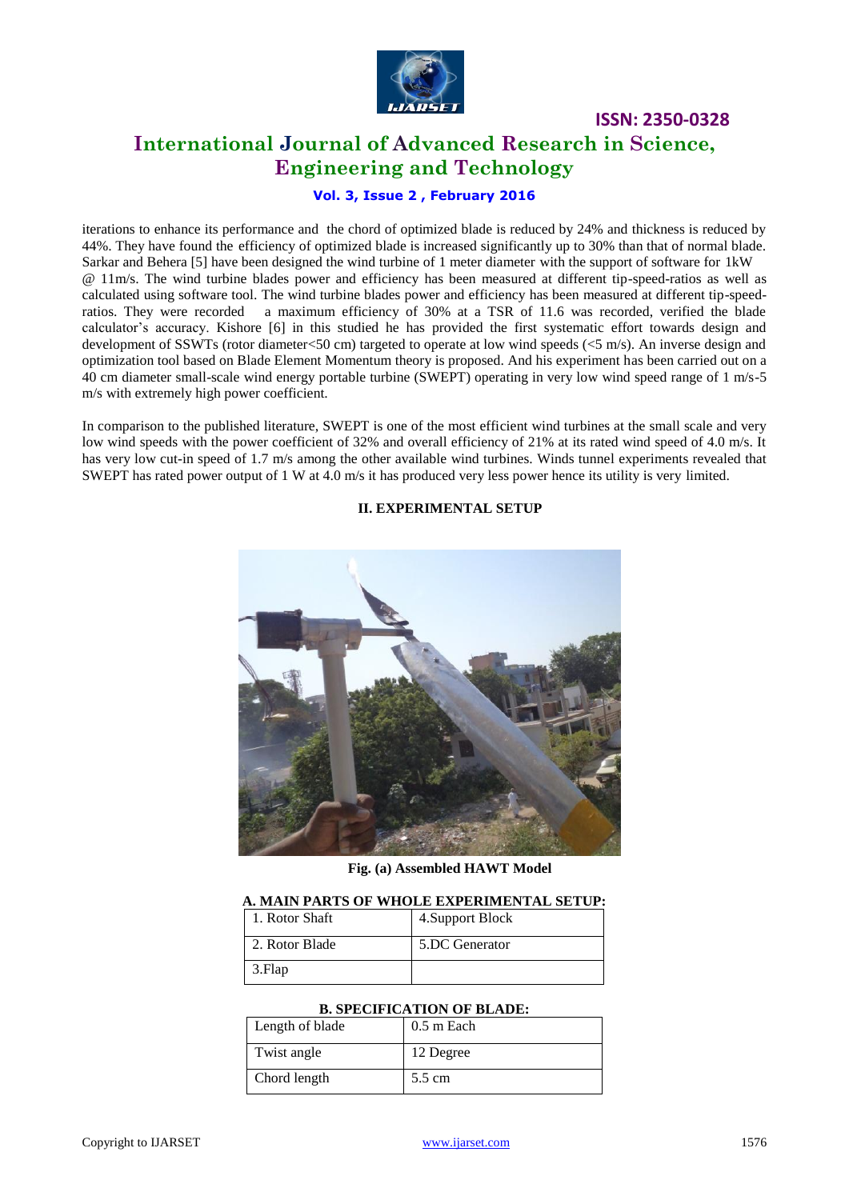iterations to enhance its performance and the chord of optimized blade is reduced by 24% and thickness is reduced by 44%. They have found the efficiency of optimized blade is increased significantly up to 30% than that of normal blade. Sarkar and Behera [5] have been designed the wind turbine of 1 meter diameter with the support of software for 1kW @ 11m/s. The wind turbine blades power and efficiency has been measured at different tip-speed-ratios as well as calculated using software tool. The wind turbine blades power and efficiency has been measured at different tip-speed-ratios. They were recorded a maximum efficiency of 30% at a TSR of 11.6 was recorded, verified the blade calculator's accuracy. Kishore [6] in this studied he has provided the first systematic effort towards design and development of SSWTs (rotor diameter<50 cm) targeted to operate at low wind speeds (<5 m/s). An inverse design and optimization tool based on Blade Element Momentum theory is proposed. And his experiment has been carried out on a 40 cm diameter small-scale wind energy portable turbine (SWEPT) operating in very low wind speed range of 1 m/s-5 m/s with extremely high power coefficient.

In comparison to the published literature, SWEPT is one of the most efficient wind turbines at the small scale and very low wind speeds with the power coefficient of 32% and overall efficiency of 21% at its rated wind speed of 4.0 m/s. It has very low cut-in speed of 1.7 m/s among the other available wind turbines. Winds tunnel experiments revealed that SWEPT has rated power output of 1 W at 4.0 m/s it has produced very less power hence its utility is very limited.

## II. EXPERIMENTAL SETUP

**Fig. (a) Assembled HAWT Model**

### A. MAIN PARTS OF WHOLE EXPERIMENTAL SETUP:

| | |
|---|---|
| 1. Rotor Shaft | 4.Support Block |
| 2. Rotor Blade | 5.DC Generator |
| 3.Flap | |

### B. SPECIFICATION OF BLADE:

| | |
|---|---|
| Length of blade | 0.5 m Each |
| Twist angle | 12 Degree |
| Chord length | 5.5 cm |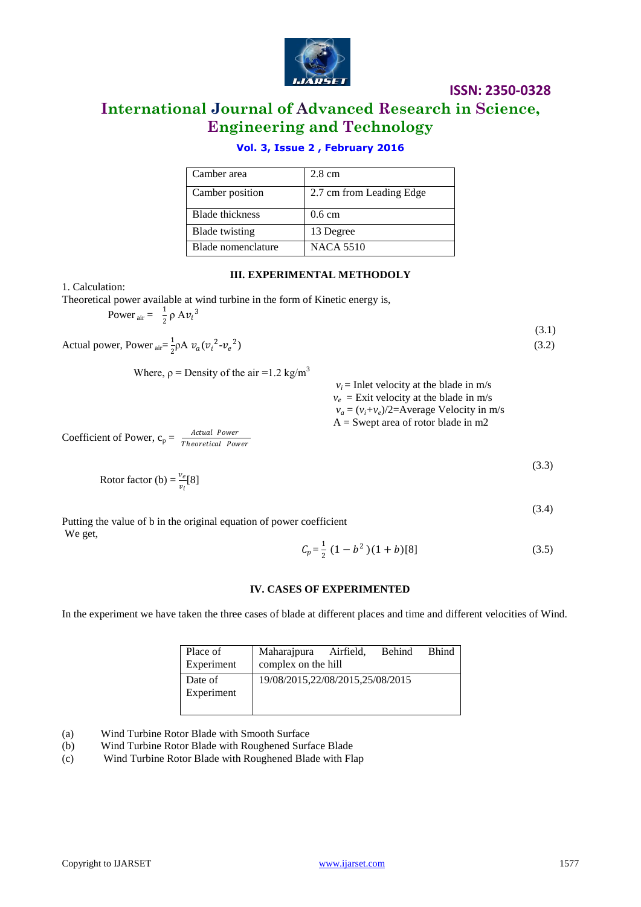| Camber area | 2.8 cm |
| --- | --- |
| Camber position | 2.7 cm from Leading Edge |
| Blade thickness | 0.6 cm |
| Blade twisting | 13 Degree |
| Blade nomenclature | NACA 5510 |

### III. EXPERIMENTAL METHODOLY

1. Calculation:

Theoretical power available at wind turbine in the form of Kinetic energy is,

$$\text{Power}_{\text{air}} = \frac{1}{2}\rho A v_i^3 \tag{3.1}$$

$$\text{Actual power, Power}_{\text{air}} = \frac{1}{2}\rho A\, v_a (v_i^2 - v_e^2) \tag{3.2}$$

Where, $\rho$ = Density of the air =1.2 kg/m$^3$

$v_i$ = Inlet velocity at the blade in m/s

$v_e$ = Exit velocity at the blade in m/s

$v_a = (v_i + v_e)/2$=Average Velocity in m/s

A = Swept area of rotor blade in m2

$$\text{Coefficient of Power, } c_p = \frac{\text{Actual Power}}{\text{Theoretical Power}} \tag{3.3}$$

$$\text{Rotor factor (b)} = \frac{v_e}{v_i}[8] \tag{3.4}$$

Putting the value of b in the original equation of power coefficient

We get,

$$C_p = \frac{1}{2}(1 - b^2)(1 + b)[8] \tag{3.5}$$

### IV. CASES OF EXPERIMENTED

In the experiment we have taken the three cases of blade at different places and time and different velocities of Wind.

| Place of Experiment | Maharajpura Airfield, Behind Bhind complex on the hill |
| --- | --- |
| Date of Experiment | 19/08/2015,22/08/2015,25/08/2015 |

(a) Wind Turbine Rotor Blade with Smooth Surface

(b) Wind Turbine Rotor Blade with Roughened Surface Blade

(c) Wind Turbine Rotor Blade with Roughened Blade with Flap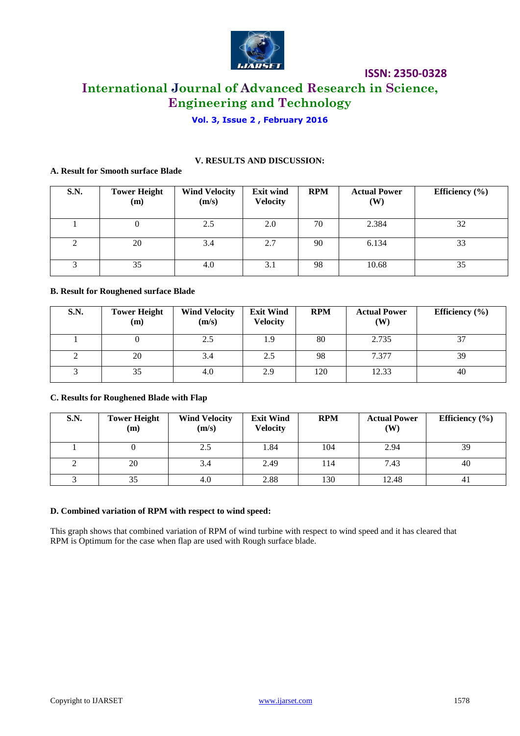## V. RESULTS AND DISCUSSION:

### A. Result for Smooth surface Blade

| S.N. | Tower Height (m) | Wind Velocity (m/s) | Exit wind Velocity | RPM | Actual Power (W) | Efficiency (%) |
|---|---|---|---|---|---|---|
| 1 | 0 | 2.5 | 2.0 | 70 | 2.384 | 32 |
| 2 | 20 | 3.4 | 2.7 | 90 | 6.134 | 33 |
| 3 | 35 | 4.0 | 3.1 | 98 | 10.68 | 35 |

### B. Result for Roughened surface Blade

| S.N. | Tower Height (m) | Wind Velocity (m/s) | Exit Wind Velocity | RPM | Actual Power (W) | Efficiency (%) |
|---|---|---|---|---|---|---|
| 1 | 0 | 2.5 | 1.9 | 80 | 2.735 | 37 |
| 2 | 20 | 3.4 | 2.5 | 98 | 7.377 | 39 |
| 3 | 35 | 4.0 | 2.9 | 120 | 12.33 | 40 |

### C. Results for Roughened Blade with Flap

| S.N. | Tower Height (m) | Wind Velocity (m/s) | Exit Wind Velocity | RPM | Actual Power (W) | Efficiency (%) |
|---|---|---|---|---|---|---|
| 1 | 0 | 2.5 | 1.84 | 104 | 2.94 | 39 |
| 2 | 20 | 3.4 | 2.49 | 114 | 7.43 | 40 |
| 3 | 35 | 4.0 | 2.88 | 130 | 12.48 | 41 |

### D. Combined variation of RPM with respect to wind speed:

This graph shows that combined variation of RPM of wind turbine with respect to wind speed and it has cleared that RPM is Optimum for the case when flap are used with Rough surface blade.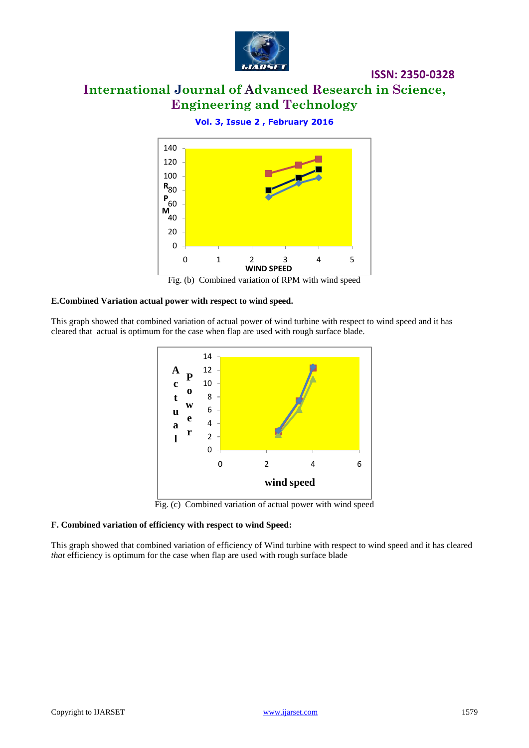Fig. (b) Combined variation of RPM with wind speed

**E.Combined Variation actual power with respect to wind speed.**

This graph showed that combined variation of actual power of wind turbine with respect to wind speed and it has cleared that actual is optimum for the case when flap are used with rough surface blade.

Fig. (c) Combined variation of actual power with wind speed

**F. Combined variation of efficiency with respect to wind Speed:**

This graph showed that combined variation of efficiency of Wind turbine with respect to wind speed and it has cleared *that* efficiency is optimum for the case when flap are used with rough surface blade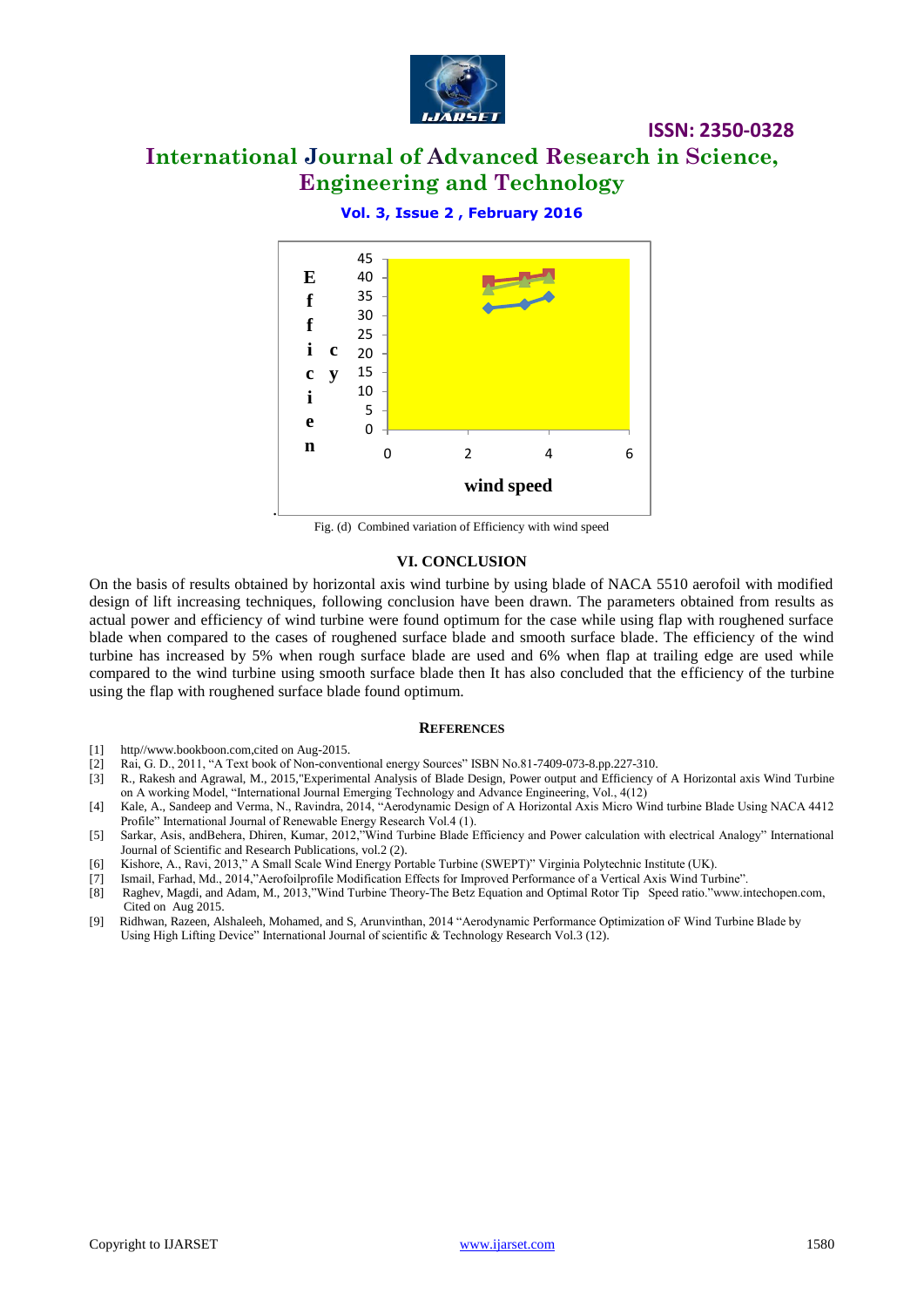Efficiency

45
40
35
30
25
20
15
10
5
0

0
2
4
6

wind speed

Fig. (d) Combined variation of Efficiency with wind speed

## VI. CONCLUSION

On the basis of results obtained by horizontal axis wind turbine by using blade of NACA 5510 aerofoil with modified design of lift increasing techniques, following conclusion have been drawn. The parameters obtained from results as actual power and efficiency of wind turbine were found optimum for the case while using flap with roughened surface blade when compared to the cases of roughened surface blade and smooth surface blade. The efficiency of the wind turbine has increased by 5% when rough surface blade are used and 6% when flap at trailing edge are used while compared to the wind turbine using smooth surface blade then It has also concluded that the efficiency of the turbine using the flap with roughened surface blade found optimum.

## REFERENCES

[1] http//www.bookboon.com,cited on Aug-2015.

[2] Rai, G. D., 2011, "A Text book of Non-conventional energy Sources" ISBN No.81-7409-073-8.pp.227-310.

[3] R., Rakesh and Agrawal, M., 2015,"Experimental Analysis of Blade Design, Power output and Efficiency of A Horizontal axis Wind Turbine on A working Model, "International Journal Emerging Technology and Advance Engineering, Vol., 4(12)

[4] Kale, A., Sandeep and Verma, N., Ravindra, 2014, "Aerodynamic Design of A Horizontal Axis Micro Wind turbine Blade Using NACA 4412 Profile" International Journal of Renewable Energy Research Vol.4 (1).

[5] Sarkar, Asis, andBehera, Dhiren, Kumar, 2012,"Wind Turbine Blade Efficiency and Power calculation with electrical Analogy" International Journal of Scientific and Research Publications, vol.2 (2).

[6] Kishore, A., Ravi, 2013," A Small Scale Wind Energy Portable Turbine (SWEPT)" Virginia Polytechnic Institute (UK).

[7] Ismail, Farhad, Md., 2014,"Aerofoilprofile Modification Effects for Improved Performance of a Vertical Axis Wind Turbine".

[8] Raghev, Magdi, and Adam, M., 2013,"Wind Turbine Theory-The Betz Equation and Optimal Rotor Tip Speed ratio."www.intechopen.com, Cited on Aug 2015.

[9] Ridhwan, Razeen, Alshaleeh, Mohamed, and S, Arunvinthan, 2014 "Aerodynamic Performance Optimization oF Wind Turbine Blade by Using High Lifting Device" International Journal of scientific & Technology Research Vol.3 (12).